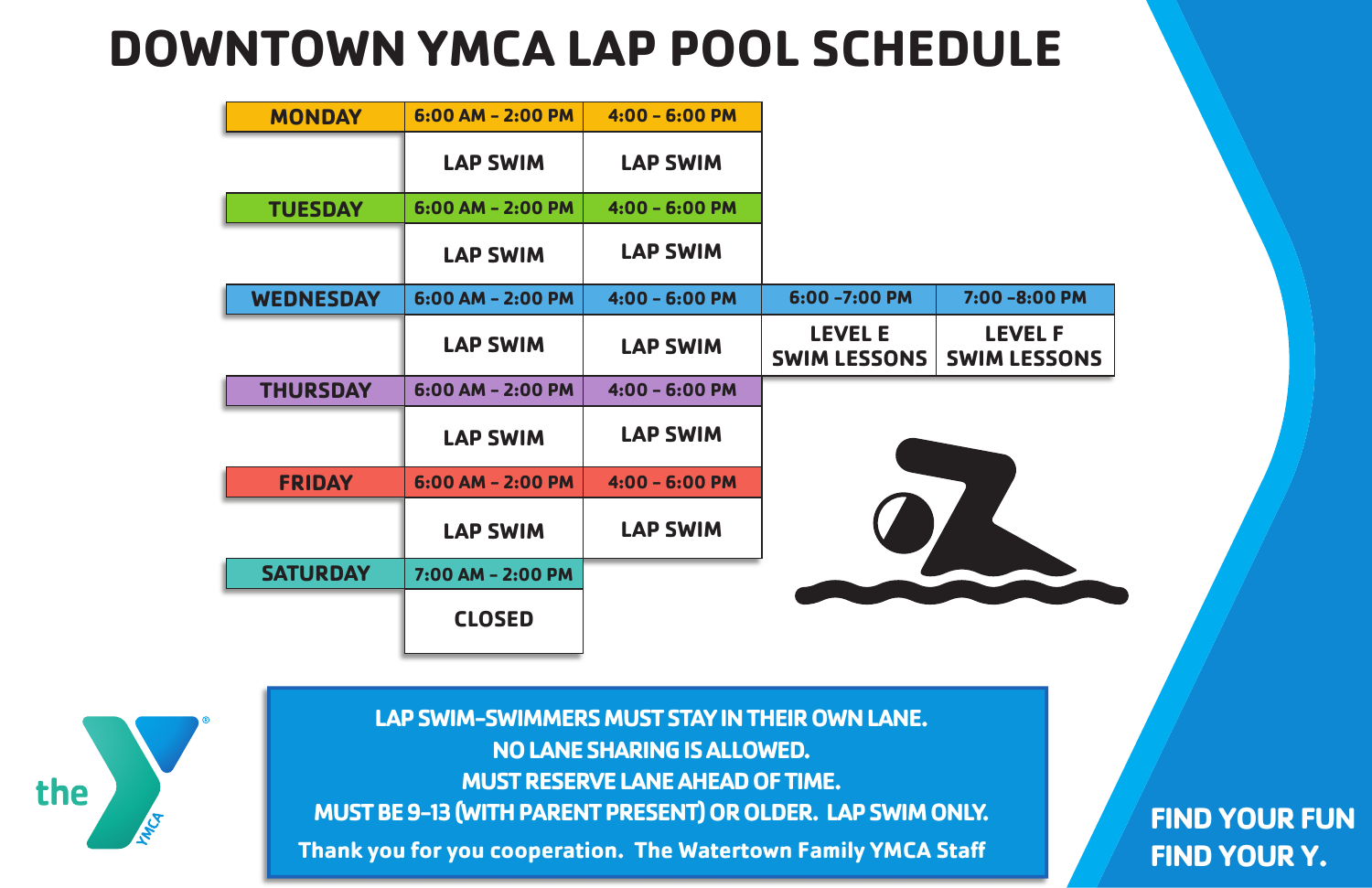# DOWNTOWN YMCA LAP POOL SCHEDULE

| Day | | | | |
|---|---|---|---|---|
| **MONDAY** | 6:00 AM – 2:00 PM | 4:00 – 6:00 PM | | |
| | LAP SWIM | LAP SWIM | | |
| **TUESDAY** | 6:00 AM – 2:00 PM | 4:00 – 6:00 PM | | |
| | LAP SWIM | LAP SWIM | | |
| **WEDNESDAY** | 6:00 AM – 2:00 PM | 4:00 – 6:00 PM | 6:00 -7:00 PM | 7:00 -8:00 PM |
| | LAP SWIM | LAP SWIM | LEVEL E SWIM LESSONS | LEVEL F SWIM LESSONS |
| **THURSDAY** | 6:00 AM – 2:00 PM | 4:00 – 6:00 PM | | |
| | LAP SWIM | LAP SWIM | | |
| **FRIDAY** | 6:00 AM – 2:00 PM | 4:00 – 6:00 PM | | |
| | LAP SWIM | LAP SWIM | | |
| **SATURDAY** | 7:00 AM – 2:00 PM | | | |
| | CLOSED | | | |

**LAP SWIM–SWIMMERS MUST STAY IN THEIR OWN LANE.**
**NO LANE SHARING IS ALLOWED.**
**MUST RESERVE LANE AHEAD OF TIME.**
**MUST BE 9-13 (WITH PARENT PRESENT) OR OLDER. LAP SWIM ONLY.**
**Thank you for you cooperation. The Watertown Family YMCA Staff**

the YMCA

**FIND YOUR FUN**
**FIND YOUR Y.**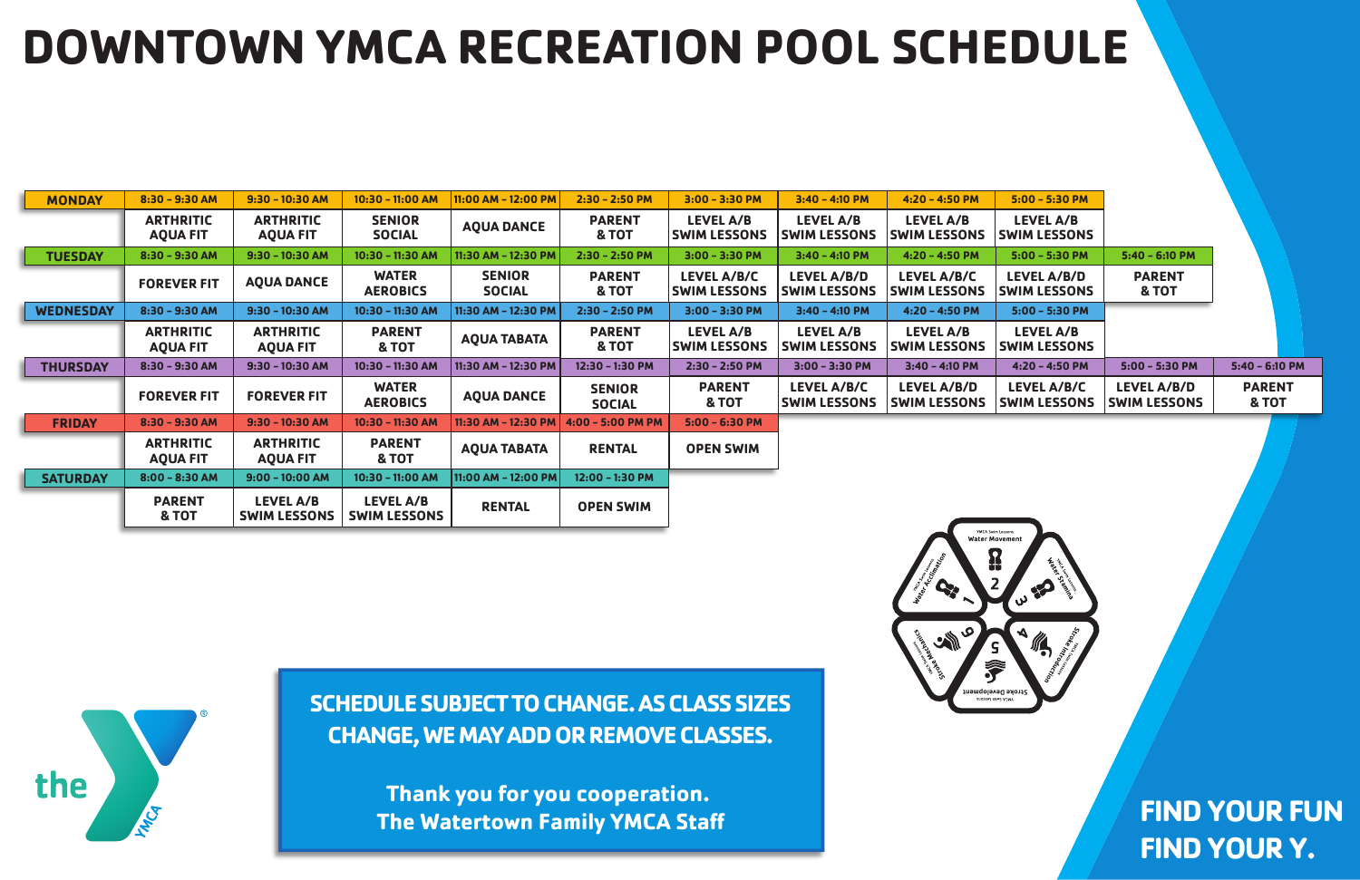# DOWNTOWN YMCA RECREATION POOL SCHEDULE

| | | | | | | | | | | |
|---|---|---|---|---|---|---|---|---|---|---|
| **MONDAY** | 8:30 - 9:30 AM | 9:30 - 10:30 AM | 10:30 - 11:00 AM | 11:00 AM - 12:00 PM | 2:30 - 2:50 PM | 3:00 - 3:30 PM | 3:40 - 4:10 PM | 4:20 - 4:50 PM | 5:00 - 5:30 PM | |
| | ARTHRITIC AQUA FIT | ARTHRITIC AQUA FIT | SENIOR SOCIAL | AQUA DANCE | PARENT & TOT | LEVEL A/B SWIM LESSONS | LEVEL A/B SWIM LESSONS | LEVEL A/B SWIM LESSONS | LEVEL A/B SWIM LESSONS | |
| **TUESDAY** | 8:30 - 9:30 AM | 9:30 - 10:30 AM | 10:30 - 11:30 AM | 11:30 AM - 12:30 PM | 2:30 - 2:50 PM | 3:00 - 3:30 PM | 3:40 - 4:10 PM | 4:20 - 4:50 PM | 5:00 - 5:30 PM | 5:40 - 6:10 PM |
| | FOREVER FIT | AQUA DANCE | WATER AEROBICS | SENIOR SOCIAL | PARENT & TOT | LEVEL A/B/C SWIM LESSONS | LEVEL A/B/D SWIM LESSONS | LEVEL A/B/C SWIM LESSONS | LEVEL A/B/D SWIM LESSONS | PARENT & TOT |
| **WEDNESDAY** | 8:30 - 9:30 AM | 9:30 - 10:30 AM | 10:30 - 11:30 AM | 11:30 AM - 12:30 PM | 2:30 - 2:50 PM | 3:00 - 3:30 PM | 3:40 - 4:10 PM | 4:20 - 4:50 PM | 5:00 - 5:30 PM | |
| | ARTHRITIC AQUA FIT | ARTHRITIC AQUA FIT | PARENT & TOT | AQUA TABATA | PARENT & TOT | LEVEL A/B SWIM LESSONS | LEVEL A/B SWIM LESSONS | LEVEL A/B SWIM LESSONS | LEVEL A/B SWIM LESSONS | |
| **THURSDAY** | 8:30 - 9:30 AM | 9:30 - 10:30 AM | 10:30 - 11:30 AM | 11:30 AM - 12:30 PM | 12:30 - 1:30 PM | 2:30 - 2:50 PM | 3:00 - 3:30 PM | 3:40 - 4:10 PM | 4:20 - 4:50 PM | 5:00 - 5:30 PM | 5:40 - 6:10 PM |
| | FOREVER FIT | FOREVER FIT | WATER AEROBICS | AQUA DANCE | SENIOR SOCIAL | PARENT & TOT | LEVEL A/B/C SWIM LESSONS | LEVEL A/B/D SWIM LESSONS | LEVEL A/B/C SWIM LESSONS | LEVEL A/B/D SWIM LESSONS | PARENT & TOT |
| **FRIDAY** | 8:30 - 9:30 AM | 9:30 - 10:30 AM | 10:30 - 11:30 AM | 11:30 AM - 12:30 PM | 4:00 - 5:00 PM PM | 5:00 - 6:30 PM | | | | |
| | ARTHRITIC AQUA FIT | ARTHRITIC AQUA FIT | PARENT & TOT | AQUA TABATA | RENTAL | OPEN SWIM | | | | |
| **SATURDAY** | 8:00 - 8:30 AM | 9:00 - 10:00 AM | 10:30 - 11:00 AM | 11:00 AM - 12:00 PM | 12:00 - 1:30 PM | | | | | |
| | PARENT & TOT | LEVEL A/B SWIM LESSONS | LEVEL A/B SWIM LESSONS | RENTAL | OPEN SWIM | | | | | |

**SCHEDULE SUBJECT TO CHANGE. AS CLASS SIZES CHANGE, WE MAY ADD OR REMOVE CLASSES.**

**Thank you for you cooperation.**
**The Watertown Family YMCA Staff**

**FIND YOUR FUN**
**FIND YOUR Y.**